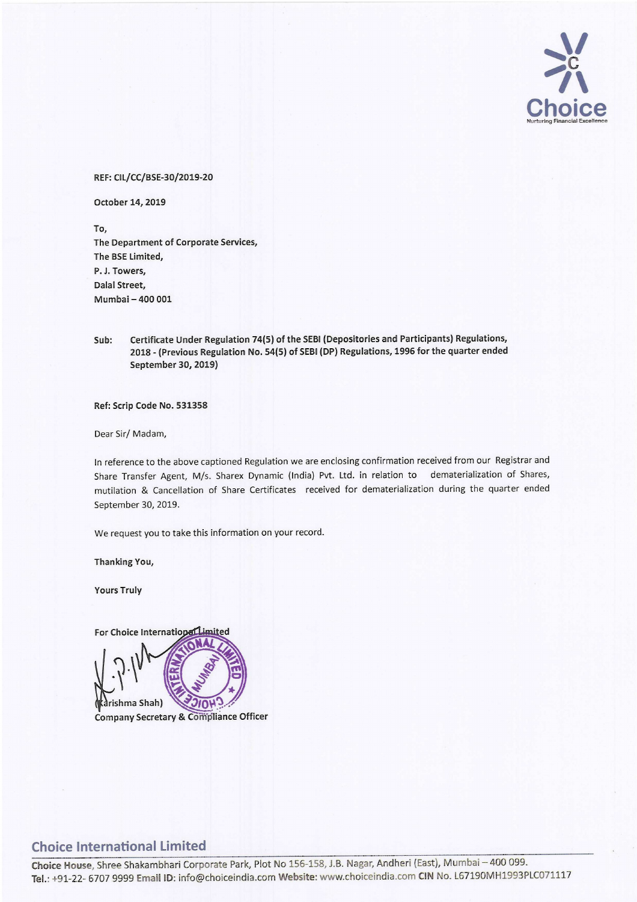REF: CIL/CC/BSE-30/2019-20

October 14, 2019

To,
The Department of Corporate Services,
The BSE Limited,
P. J. Towers,
Dalal Street,
Mumbai – 400 001

**Sub:** **Certificate Under Regulation 74(5) of the SEBI (Depositories and Participants) Regulations, 2018 - (Previous Regulation No. 54(5) of SEBI (DP) Regulations, 1996 for the quarter ended September 30, 2019)**

**Ref: Scrip Code No. 531358**

Dear Sir/ Madam,

In reference to the above captioned Regulation we are enclosing confirmation received from our Registrar and Share Transfer Agent, M/s. Sharex Dynamic (India) Pvt. Ltd. in relation to dematerialization of Shares, mutilation & Cancellation of Share Certificates received for dematerialization during the quarter ended September 30, 2019.

We request you to take this information on your record.

Thanking You,

Yours Truly

For Choice International Limited

(Karishma Shah)
Company Secretary & Compliance Officer

**Choice International Limited**

Choice House, Shree Shakambhari Corporate Park, Plot No 156-158, J.B. Nagar, Andheri (East), Mumbai – 400 099.
Tel.: +91-22- 6707 9999 Email ID: info@choiceindia.com Website: www.choiceindia.com CIN No. L67190MH1993PLC071117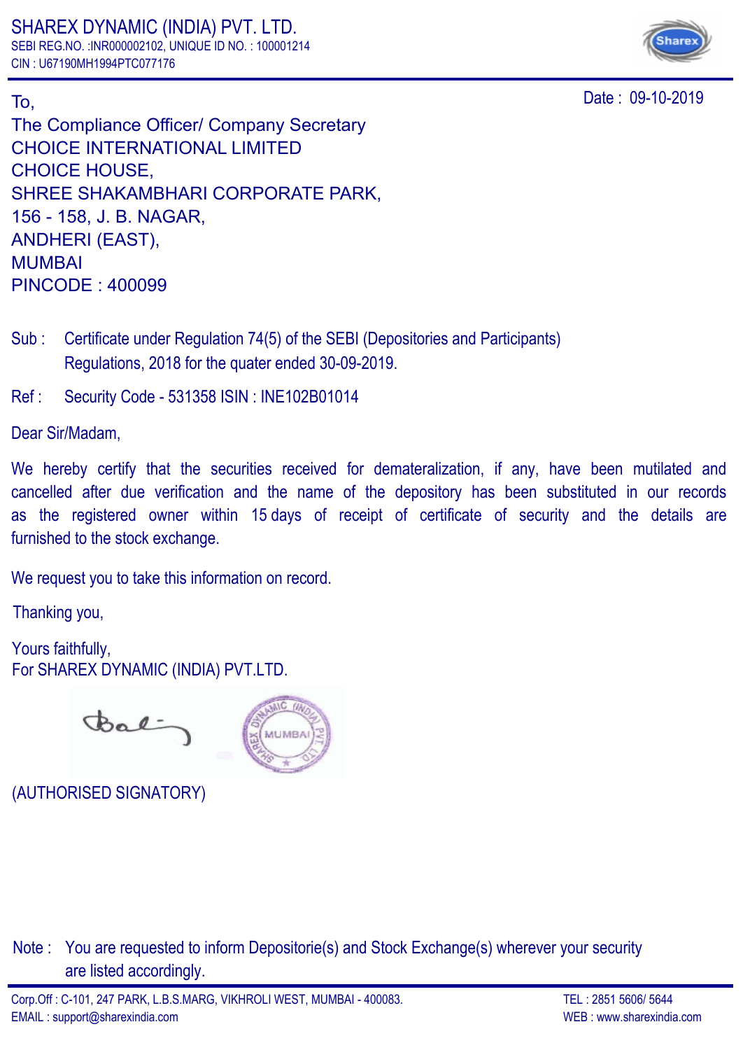# SHAREX DYNAMIC (INDIA) PVT. LTD.

SEBI REG.NO. :INR000002102, UNIQUE ID NO. : 100001214
CIN : U67190MH1994PTC077176

Date : 09-10-2019

To,
The Compliance Officer/ Company Secretary
CHOICE INTERNATIONAL LIMITED
CHOICE HOUSE,
SHREE SHAKAMBHARI CORPORATE PARK,
156 - 158, J. B. NAGAR,
ANDHERI (EAST),
MUMBAI
PINCODE : 400099

Sub : Certificate under Regulation 74(5) of the SEBI (Depositories and Participants) Regulations, 2018 for the quater ended 30-09-2019.

Ref : Security Code - 531358 ISIN : INE102B01014

Dear Sir/Madam,

We hereby certify that the securities received for dematerialization, if any, have been mutilated and cancelled after due verification and the name of the depository has been substituted in our records as the registered owner within 15 days of receipt of certificate of security and the details are furnished to the stock exchange.

We request you to take this information on record.

Thanking you,

Yours faithfully,
For SHAREX DYNAMIC (INDIA) PVT.LTD.

(AUTHORISED SIGNATORY)

Note : You are requested to inform Depositorie(s) and Stock Exchange(s) wherever your security are listed accordingly.

Corp.Off : C-101, 247 PARK, L.B.S.MARG, VIKHROLI WEST, MUMBAI - 400083.
EMAIL : support@sharexindia.com
TEL : 2851 5606/ 5644
WEB : www.sharexindia.com